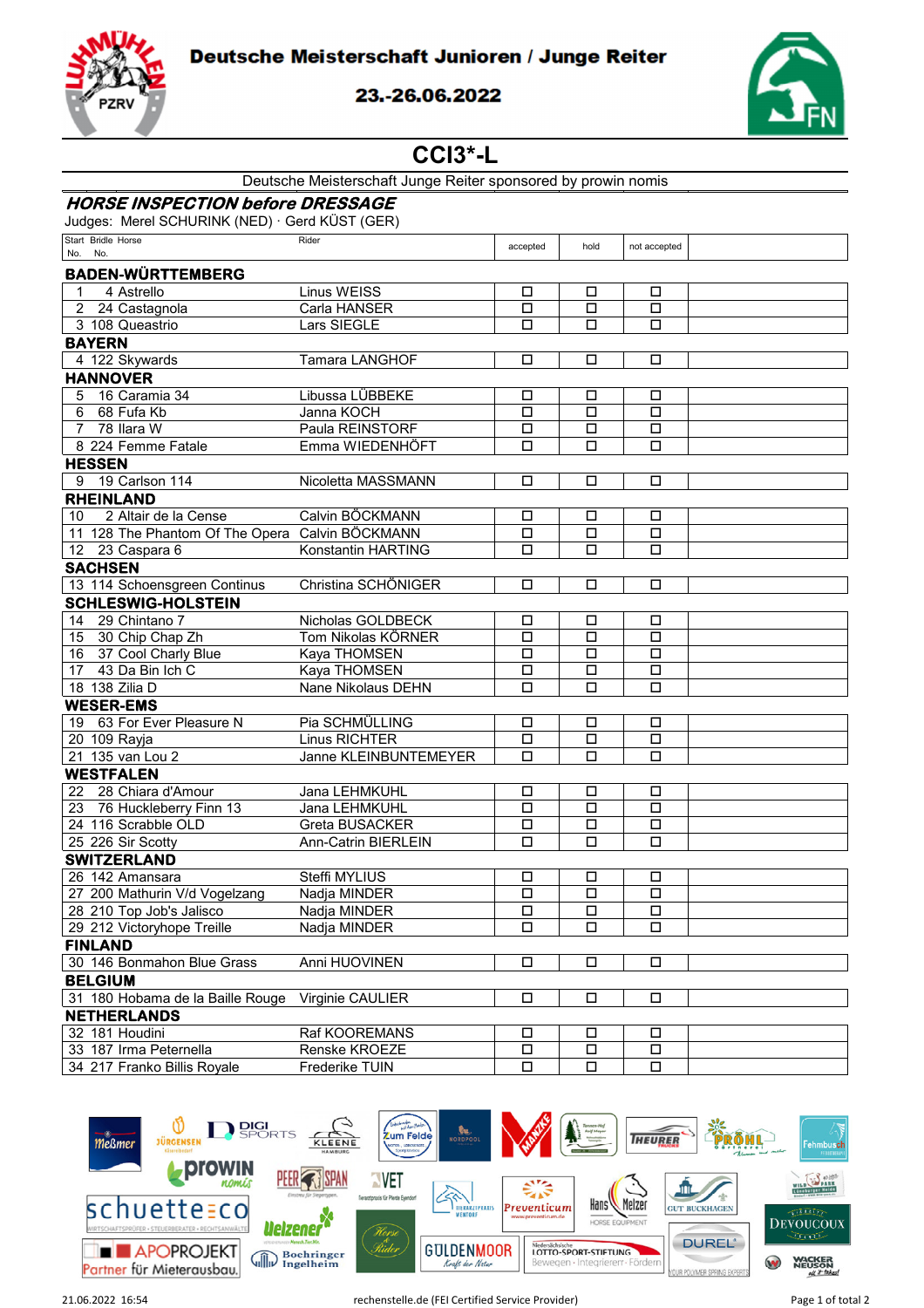# Deutsche Meisterschaft Junioren / Junge Reiter

23.-26.06.2022

## CCI3*-L

Deutsche Meisterschaft Junge Reiter sponsored by prowin nomis

### *HORSE INSPECTION before DRESSAGE*

Judges: Merel SCHURINK (NED) · Gerd KÜST (GER)

| Start No. | Bridle No. | Horse | Rider | accepted | hold | not accepted | |
|---|---|---|---|---|---|---|---|
| **BADEN-WÜRTTEMBERG** | | | | | | | |
| 1 | 4 | Astrello | Linus WEISS | ☐ | ☐ | ☐ | |
| 2 | 24 | Castagnola | Carla HANSER | ☐ | ☐ | ☐ | |
| 3 | 108 | Queastrio | Lars SIEGLE | ☐ | ☐ | ☐ | |
| **BAYERN** | | | | | | | |
| 4 | 122 | Skywards | Tamara LANGHOF | ☐ | ☐ | ☐ | |
| **HANNOVER** | | | | | | | |
| 5 | 16 | Caramia 34 | Libussa LÜBBEKE | ☐ | ☐ | ☐ | |
| 6 | 68 | Fufa Kb | Janna KOCH | ☐ | ☐ | ☐ | |
| 7 | 78 | Ilara W | Paula REINSTORF | ☐ | ☐ | ☐ | |
| 8 | 224 | Femme Fatale | Emma WIEDENHÖFT | ☐ | ☐ | ☐ | |
| **HESSEN** | | | | | | | |
| 9 | 19 | Carlson 114 | Nicoletta MASSMANN | ☐ | ☐ | ☐ | |
| **RHEINLAND** | | | | | | | |
| 10 | 2 | Altair de la Cense | Calvin BÖCKMANN | ☐ | ☐ | ☐ | |
| 11 | 128 | The Phantom Of The Opera | Calvin BÖCKMANN | ☐ | ☐ | ☐ | |
| 12 | 23 | Caspara 6 | Konstantin HARTING | ☐ | ☐ | ☐ | |
| **SACHSEN** | | | | | | | |
| 13 | 114 | Schoensgreen Continus | Christina SCHÖNIGER | ☐ | ☐ | ☐ | |
| **SCHLESWIG-HOLSTEIN** | | | | | | | |
| 14 | 29 | Chintano 7 | Nicholas GOLDBECK | ☐ | ☐ | ☐ | |
| 15 | 30 | Chip Chap Zh | Tom Nikolas KÖRNER | ☐ | ☐ | ☐ | |
| 16 | 37 | Cool Charly Blue | Kaya THOMSEN | ☐ | ☐ | ☐ | |
| 17 | 43 | Da Bin Ich C | Kaya THOMSEN | ☐ | ☐ | ☐ | |
| 18 | 138 | Zilia D | Nane Nikolaus DEHN | ☐ | ☐ | ☐ | |
| **WESER-EMS** | | | | | | | |
| 19 | 63 | For Ever Pleasure N | Pia SCHMÜLLING | ☐ | ☐ | ☐ | |
| 20 | 109 | Rayja | Linus RICHTER | ☐ | ☐ | ☐ | |
| 21 | 135 | van Lou 2 | Janne KLEINBUNTEMEYER | ☐ | ☐ | ☐ | |
| **WESTFALEN** | | | | | | | |
| 22 | 28 | Chiara d'Amour | Jana LEHMKUHL | ☐ | ☐ | ☐ | |
| 23 | 76 | Huckleberry Finn 13 | Jana LEHMKUHL | ☐ | ☐ | ☐ | |
| 24 | 116 | Scrabble OLD | Greta BUSACKER | ☐ | ☐ | ☐ | |
| 25 | 226 | Sir Scotty | Ann-Catrin BIERLEIN | ☐ | ☐ | ☐ | |
| **SWITZERLAND** | | | | | | | |
| 26 | 142 | Amansara | Steffi MYLIUS | ☐ | ☐ | ☐ | |
| 27 | 200 | Mathurin V/d Vogelzang | Nadja MINDER | ☐ | ☐ | ☐ | |
| 28 | 210 | Top Job's Jalisco | Nadja MINDER | ☐ | ☐ | ☐ | |
| 29 | 212 | Victoryhope Treille | Nadja MINDER | ☐ | ☐ | ☐ | |
| **FINLAND** | | | | | | | |
| 30 | 146 | Bonmahon Blue Grass | Anni HUOVINEN | ☐ | ☐ | ☐ | |
| **BELGIUM** | | | | | | | |
| 31 | 180 | Hobama de la Baille Rouge | Virginie CAULIER | ☐ | ☐ | ☐ | |
| **NETHERLANDS** | | | | | | | |
| 32 | 181 | Houdini | Raf KOOREMANS | ☐ | ☐ | ☐ | |
| 33 | 187 | Irma Peternella | Renske KROEZE | ☐ | ☐ | ☐ | |
| 34 | 217 | Franko Billis Royale | Frederike TUIN | ☐ | ☐ | ☐ | |

21.06.2022 16:54 rechenstelle.de (FEI Certified Service Provider)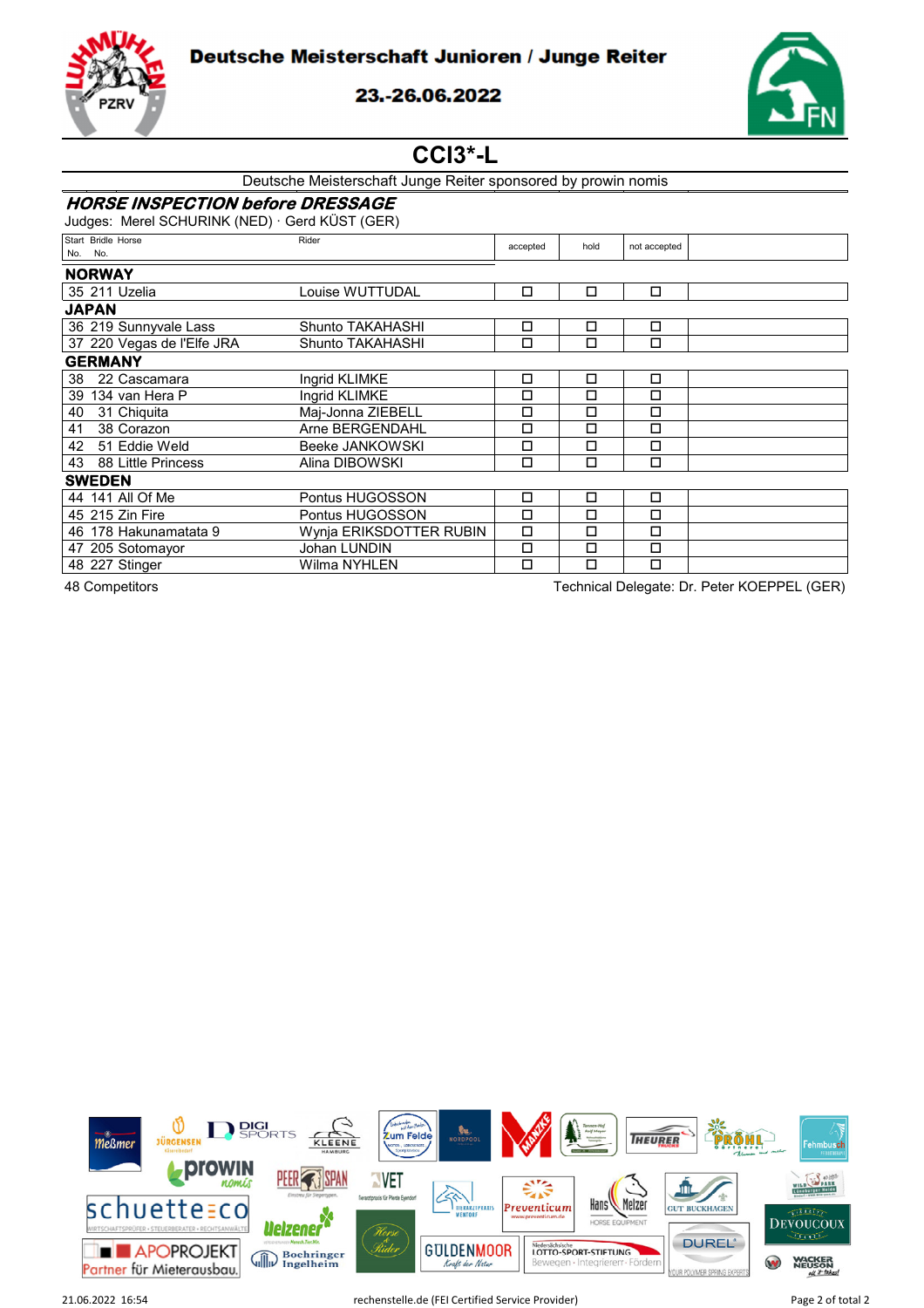# Deutsche Meisterschaft Junioren / Junge Reiter

**23.-26.06.2022**

## CCI3*-L

Deutsche Meisterschaft Junge Reiter sponsored by prowin nomis

### *HORSE INSPECTION before DRESSAGE*

Judges: Merel SCHURINK (NED) · Gerd KÜST (GER)

| Start No. | Bridle No. | Horse | Rider | accepted | hold | not accepted | |
|---|---|---|---|---|---|---|---|
| **NORWAY** | | | | | | | |
| 35 | 211 | Uzelia | Louise WUTTUDAL | ☐ | ☐ | ☐ | |
| **JAPAN** | | | | | | | |
| 36 | 219 | Sunnyvale Lass | Shunto TAKAHASHI | ☐ | ☐ | ☐ | |
| 37 | 220 | Vegas de l'Elfe JRA | Shunto TAKAHASHI | ☐ | ☐ | ☐ | |
| **GERMANY** | | | | | | | |
| 38 | 22 | Cascamara | Ingrid KLIMKE | ☐ | ☐ | ☐ | |
| 39 | 134 | van Hera P | Ingrid KLIMKE | ☐ | ☐ | ☐ | |
| 40 | 31 | Chiquita | Maj-Jonna ZIEBELL | ☐ | ☐ | ☐ | |
| 41 | 38 | Corazon | Arne BERGENDAHL | ☐ | ☐ | ☐ | |
| 42 | 51 | Eddie Weld | Beeke JANKOWSKI | ☐ | ☐ | ☐ | |
| 43 | 88 | Little Princess | Alina DIBOWSKI | ☐ | ☐ | ☐ | |
| **SWEDEN** | | | | | | | |
| 44 | 141 | All Of Me | Pontus HUGOSSON | ☐ | ☐ | ☐ | |
| 45 | 215 | Zin Fire | Pontus HUGOSSON | ☐ | ☐ | ☐ | |
| 46 | 178 | Hakunamatata 9 | Wynja ERIKSDOTTER RUBIN | ☐ | ☐ | ☐ | |
| 47 | 205 | Sotomayor | Johan LUNDIN | ☐ | ☐ | ☐ | |
| 48 | 227 | Stinger | Wilma NYHLEN | ☐ | ☐ | ☐ | |

48 Competitors

Technical Delegate: Dr. Peter KOEPPEL (GER)

21.06.2022 16:54 rechenstelle.de (FEI Certified Service Provider)